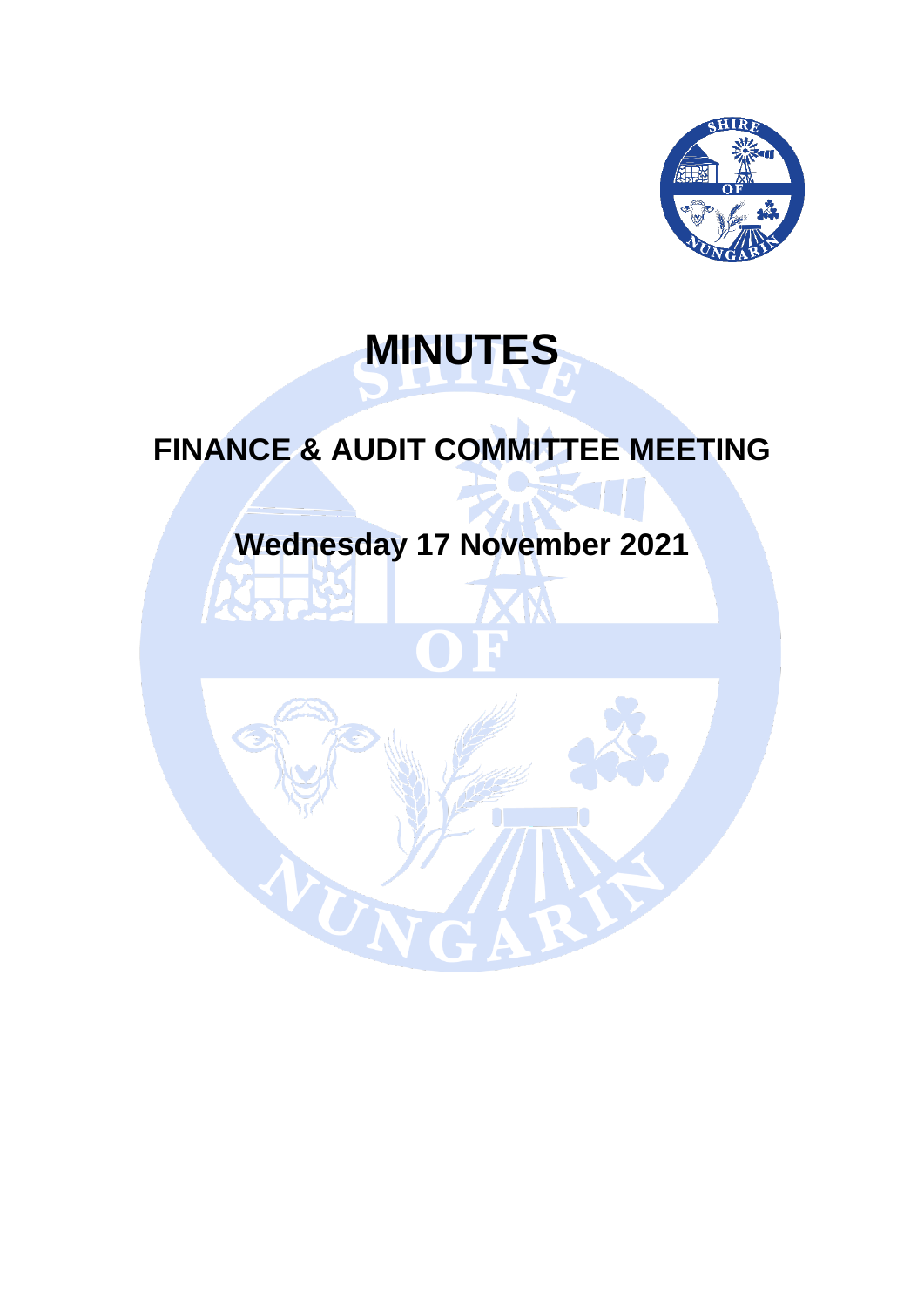# MINUTES

## FINANCE & AUDIT COMMITTEE MEETING

## Wednesday 17 November 2021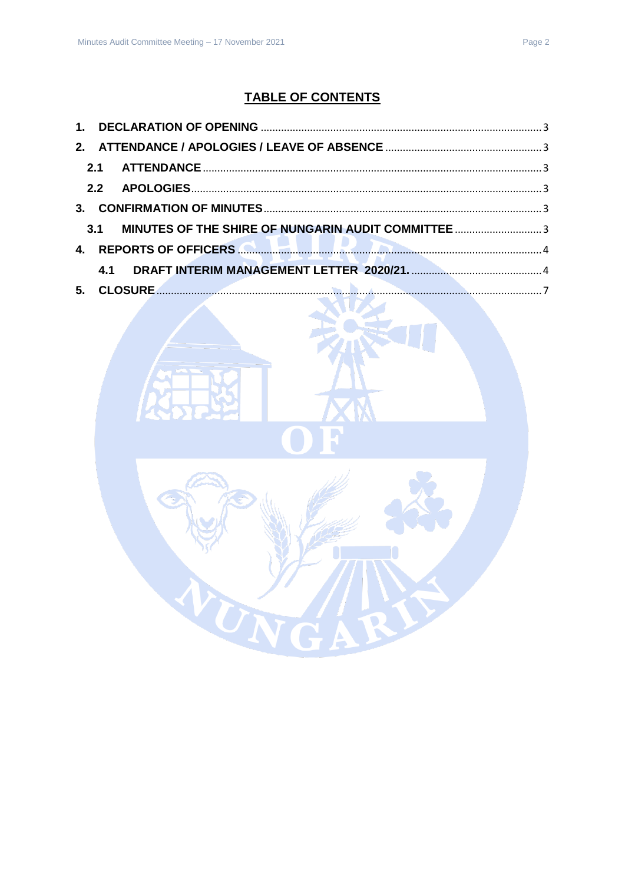## TABLE OF CONTENTS

| | | |
|---|---|---|
| **1.** | **DECLARATION OF OPENING** | 3 |
| **2.** | **ATTENDANCE / APOLOGIES / LEAVE OF ABSENCE** | 3 |
| **2.1** | **ATTENDANCE** | 3 |
| **2.2** | **APOLOGIES** | 3 |
| **3.** | **CONFIRMATION OF MINUTES** | 3 |
| **3.1** | **MINUTES OF THE SHIRE OF NUNGARIN AUDIT COMMITTEE** | 3 |
| **4.** | **REPORTS OF OFFICERS** | 4 |
| **4.1** | **DRAFT INTERIM MANAGEMENT LETTER 2020/21.** | 4 |
| **5.** | **CLOSURE** | 7 |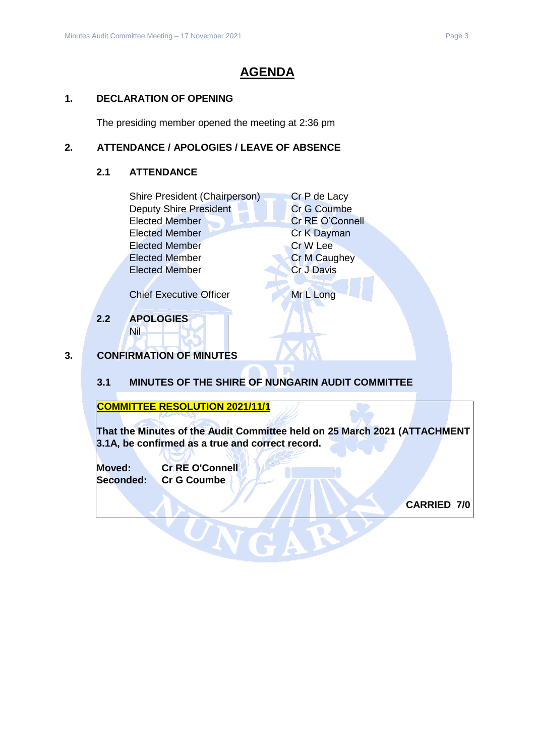# AGENDA

## 1. DECLARATION OF OPENING

The presiding member opened the meeting at 2:36 pm

## 2. ATTENDANCE / APOLOGIES / LEAVE OF ABSENCE

### 2.1 ATTENDANCE

| | |
|---|---|
| Shire President (Chairperson) | Cr P de Lacy |
| Deputy Shire President | Cr G Coumbe |
| Elected Member | Cr RE O'Connell |
| Elected Member | Cr K Dayman |
| Elected Member | Cr W Lee |
| Elected Member | Cr M Caughey |
| Elected Member | Cr J Davis |
| Chief Executive Officer | Mr L Long |

### 2.2 APOLOGIES

Nil

## 3. CONFIRMATION OF MINUTES

### 3.1 MINUTES OF THE SHIRE OF NUNGARIN AUDIT COMMITTEE

**COMMITTEE RESOLUTION 2021/11/1**

**That the Minutes of the Audit Committee held on 25 March 2021 (ATTACHMENT 3.1A, be confirmed as a true and correct record.**

**Moved:** **Cr RE O'Connell**
**Seconded:** **Cr G Coumbe**

**CARRIED 7/0**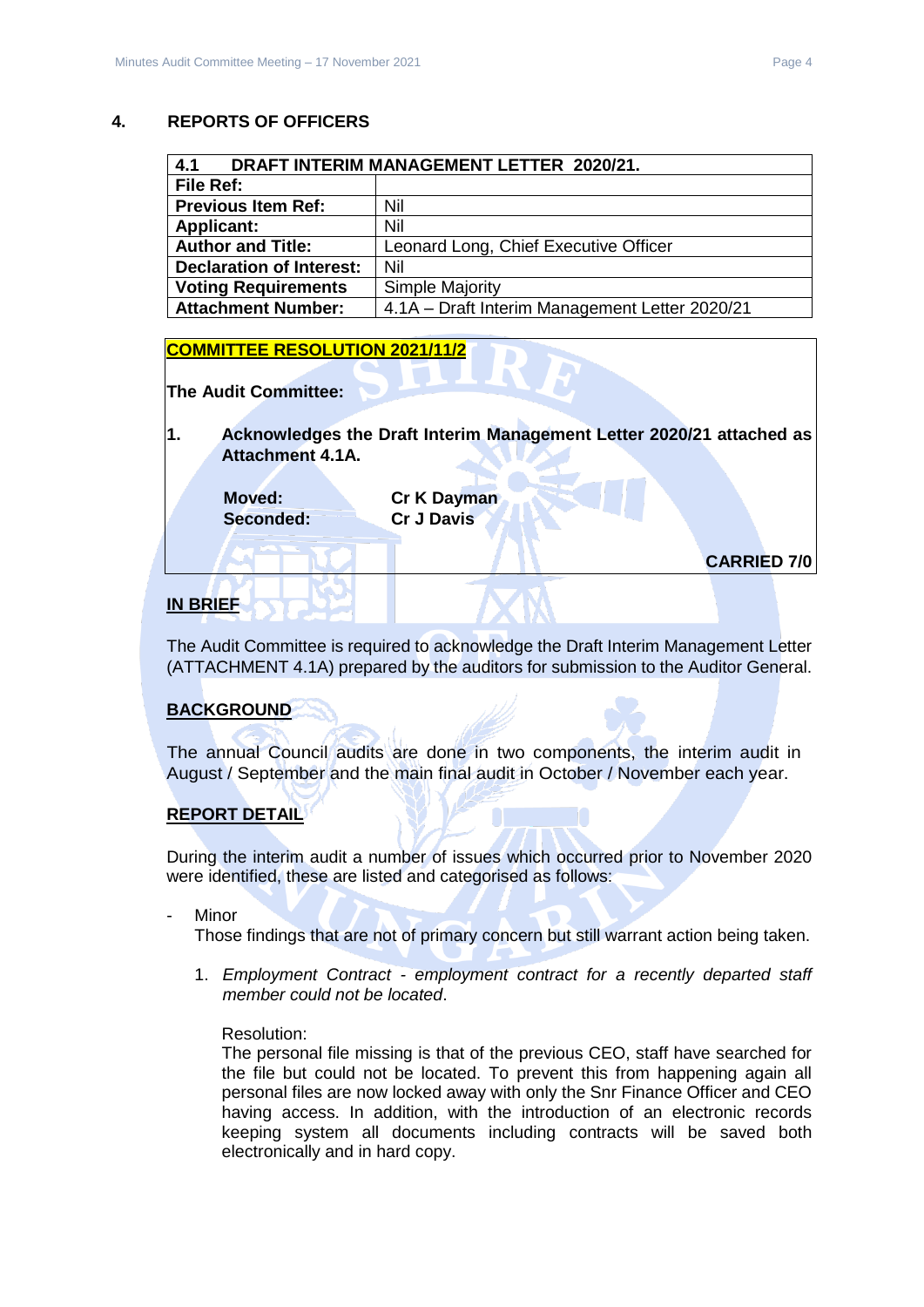## 4. REPORTS OF OFFICERS

| 4.1 DRAFT INTERIM MANAGEMENT LETTER 2020/21. | |
|---|---|
| **File Ref:** | |
| **Previous Item Ref:** | Nil |
| **Applicant:** | Nil |
| **Author and Title:** | Leonard Long, Chief Executive Officer |
| **Declaration of Interest:** | Nil |
| **Voting Requirements** | Simple Majority |
| **Attachment Number:** | 4.1A – Draft Interim Management Letter 2020/21 |

**COMMITTEE RESOLUTION 2021/11/2**

**The Audit Committee:**

**1. Acknowledges the Draft Interim Management Letter 2020/21 attached as Attachment 4.1A.**

**Moved:** **Cr K Dayman**
**Seconded:** **Cr J Davis**

**CARRIED 7/0**

**IN BRIEF**

The Audit Committee is required to acknowledge the Draft Interim Management Letter (ATTACHMENT 4.1A) prepared by the auditors for submission to the Auditor General.

**BACKGROUND**

The annual Council audits are done in two components, the interim audit in August / September and the main final audit in October / November each year.

**REPORT DETAIL**

During the interim audit a number of issues which occurred prior to November 2020 were identified, these are listed and categorised as follows:

- Minor
  Those findings that are not of primary concern but still warrant action being taken.

  1. *Employment Contract - employment contract for a recently departed staff member could not be located*.

     Resolution:
     The personal file missing is that of the previous CEO, staff have searched for the file but could not be located. To prevent this from happening again all personal files are now locked away with only the Snr Finance Officer and CEO having access. In addition, with the introduction of an electronic records keeping system all documents including contracts will be saved both electronically and in hard copy.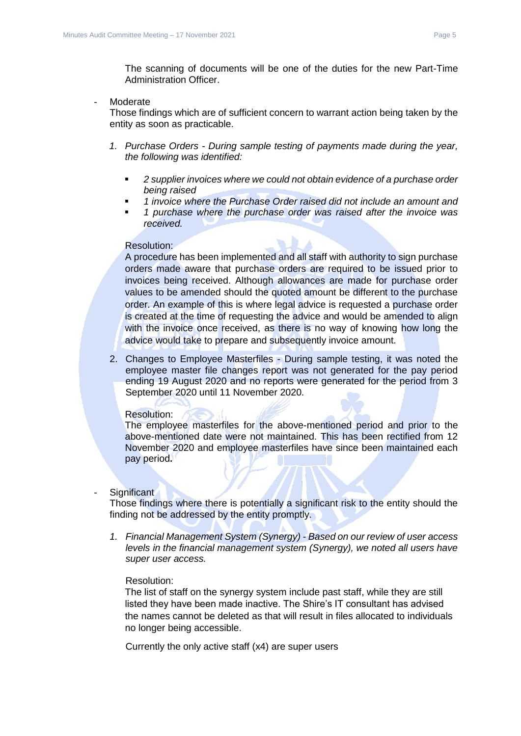The scanning of documents will be one of the duties for the new Part-Time Administration Officer.

- Moderate
  Those findings which are of sufficient concern to warrant action being taken by the entity as soon as practicable.

  1. *Purchase Orders - During sample testing of payments made during the year, the following was identified:*

     - *2 supplier invoices where we could not obtain evidence of a purchase order being raised*
     - *1 invoice where the Purchase Order raised did not include an amount and*
     - *1 purchase where the purchase order was raised after the invoice was received.*

     Resolution:
     A procedure has been implemented and all staff with authority to sign purchase orders made aware that purchase orders are required to be issued prior to invoices being received. Although allowances are made for purchase order values to be amended should the quoted amount be different to the purchase order. An example of this is where legal advice is requested a purchase order is created at the time of requesting the advice and would be amended to align with the invoice once received, as there is no way of knowing how long the advice would take to prepare and subsequently invoice amount.

  2. Changes to Employee Masterfiles - During sample testing, it was noted the employee master file changes report was not generated for the pay period ending 19 August 2020 and no reports were generated for the period from 3 September 2020 until 11 November 2020.

     Resolution:
     The employee masterfiles for the above-mentioned period and prior to the above-mentioned date were not maintained. This has been rectified from 12 November 2020 and employee masterfiles have since been maintained each pay period.

- Significant
  Those findings where there is potentially a significant risk to the entity should the finding not be addressed by the entity promptly.

  1. *Financial Management System (Synergy) - Based on our review of user access levels in the financial management system (Synergy), we noted all users have super user access.*

     Resolution:
     The list of staff on the synergy system include past staff, while they are still listed they have been made inactive. The Shire's IT consultant has advised the names cannot be deleted as that will result in files allocated to individuals no longer being accessible.

     Currently the only active staff (x4) are super users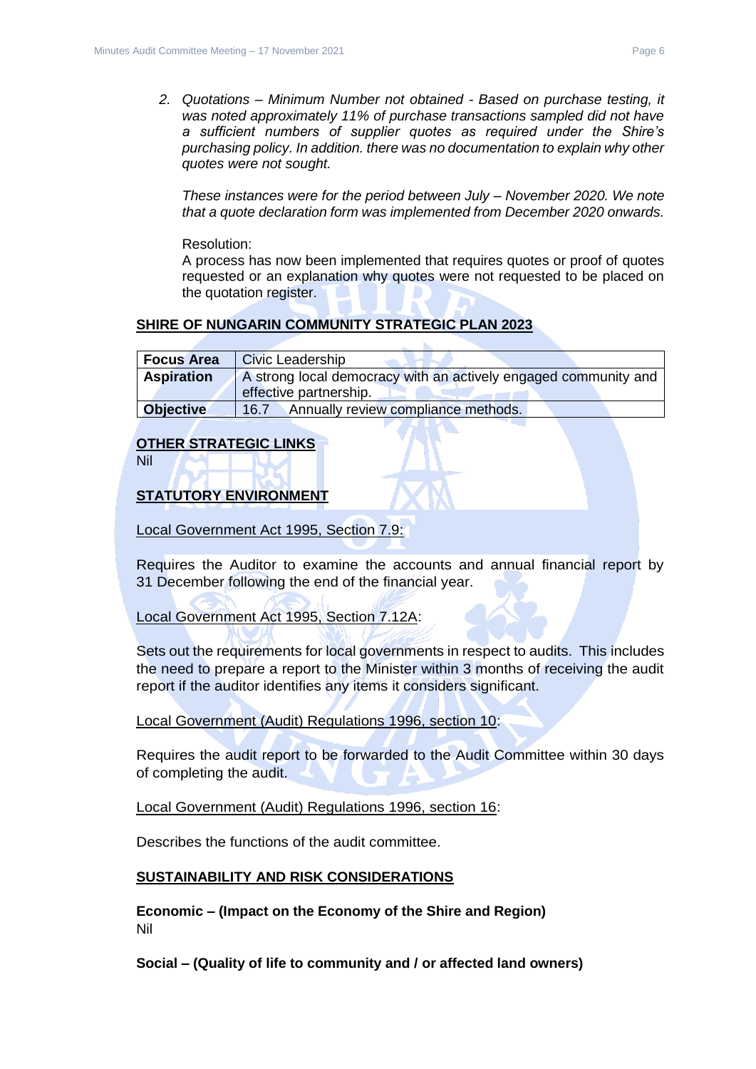2. *Quotations – Minimum Number not obtained - Based on purchase testing, it was noted approximately 11% of purchase transactions sampled did not have a sufficient numbers of supplier quotes as required under the Shire's purchasing policy. In addition. there was no documentation to explain why other quotes were not sought.*

   *These instances were for the period between July – November 2020. We note that a quote declaration form was implemented from December 2020 onwards.*

   Resolution:
   A process has now been implemented that requires quotes or proof of quotes requested or an explanation why quotes were not requested to be placed on the quotation register.

## SHIRE OF NUNGARIN COMMUNITY STRATEGIC PLAN 2023

| **Focus Area** | Civic Leadership |
|---|---|
| **Aspiration** | A strong local democracy with an actively engaged community and effective partnership. |
| **Objective** | 16.7 Annually review compliance methods. |

## OTHER STRATEGIC LINKS

Nil

## STATUTORY ENVIRONMENT

Local Government Act 1995, Section 7.9:

Requires the Auditor to examine the accounts and annual financial report by 31 December following the end of the financial year.

Local Government Act 1995, Section 7.12A:

Sets out the requirements for local governments in respect to audits. This includes the need to prepare a report to the Minister within 3 months of receiving the audit report if the auditor identifies any items it considers significant.

Local Government (Audit) Regulations 1996, section 10:

Requires the audit report to be forwarded to the Audit Committee within 30 days of completing the audit.

Local Government (Audit) Regulations 1996, section 16:

Describes the functions of the audit committee.

## SUSTAINABILITY AND RISK CONSIDERATIONS

**Economic – (Impact on the Economy of the Shire and Region)**
Nil

**Social – (Quality of life to community and / or affected land owners)**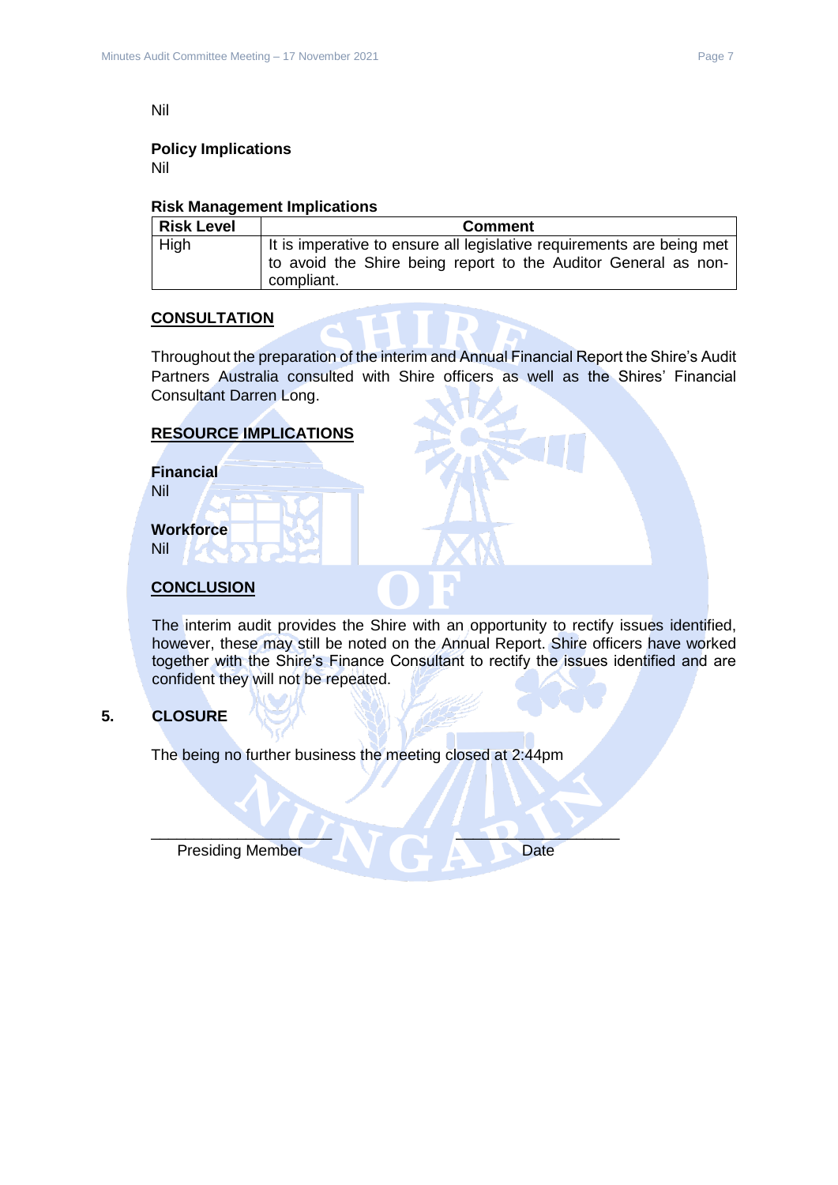Nil

**Policy Implications**
Nil

**Risk Management Implications**

| Risk Level | Comment |
| --- | --- |
| High | It is imperative to ensure all legislative requirements are being met to avoid the Shire being report to the Auditor General as non-compliant. |

## CONSULTATION

Throughout the preparation of the interim and Annual Financial Report the Shire's Audit Partners Australia consulted with Shire officers as well as the Shires' Financial Consultant Darren Long.

## RESOURCE IMPLICATIONS

**Financial**
Nil

**Workforce**
Nil

## CONCLUSION

The interim audit provides the Shire with an opportunity to rectify issues identified, however, these may still be noted on the Annual Report. Shire officers have worked together with the Shire's Finance Consultant to rectify the issues identified and are confident they will not be repeated.

# 5. CLOSURE

The being no further business the meeting closed at 2:44pm

\_\_\_\_\_\_\_\_\_\_\_\_\_\_\_\_\_\_\_\_\_\_ \_\_\_\_\_\_\_\_\_\_\_\_\_\_\_\_\_\_\_\_

Presiding Member Date